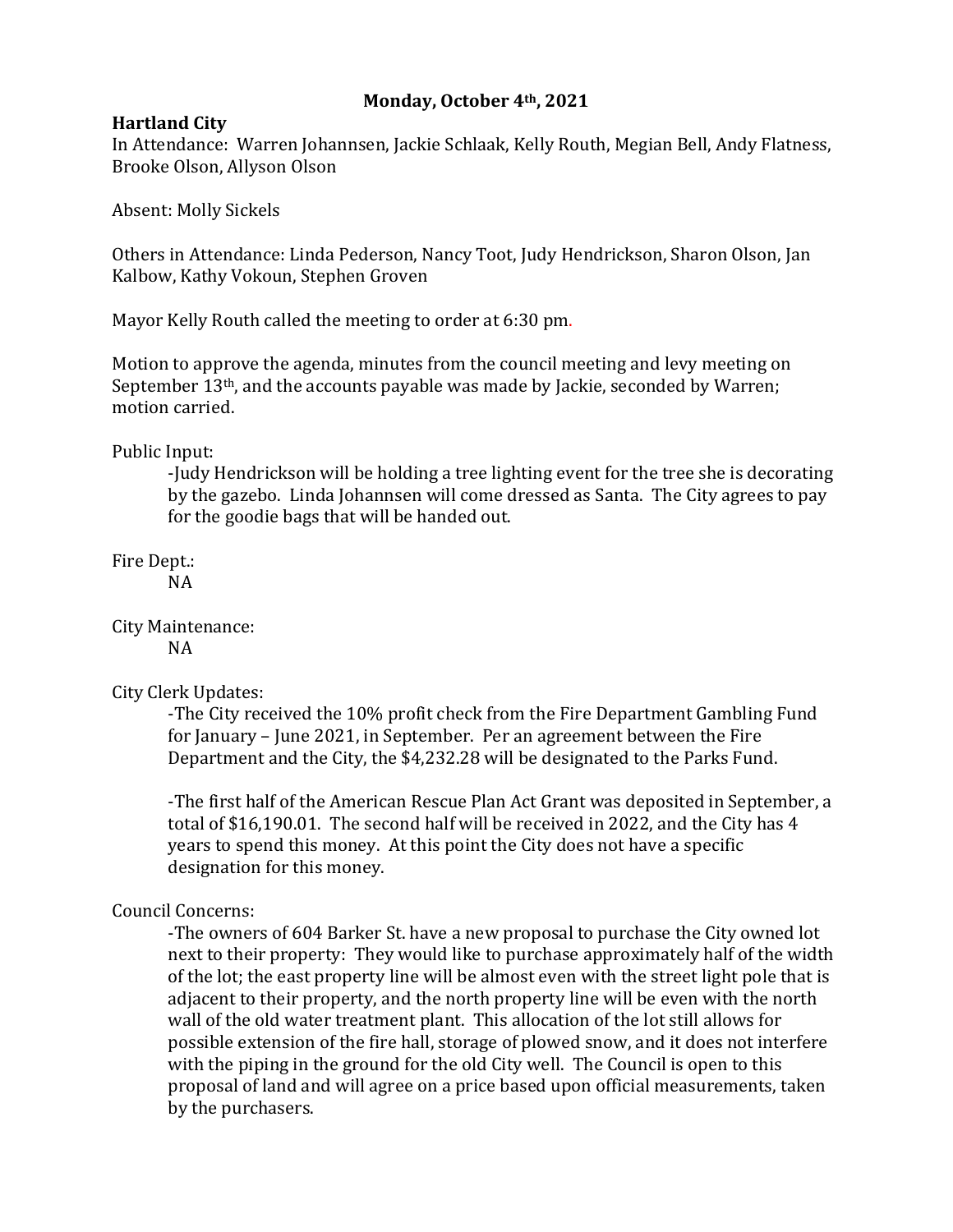**Monday, October 4th, 2021**

**Hartland City**

In Attendance: Warren Johannsen, Jackie Schlaak, Kelly Routh, Megian Bell, Andy Flatness, Brooke Olson, Allyson Olson

Absent: Molly Sickels

Others in Attendance: Linda Pederson, Nancy Toot, Judy Hendrickson, Sharon Olson, Jan Kalbow, Kathy Vokoun, Stephen Groven

Mayor Kelly Routh called the meeting to order at 6:30 pm.

Motion to approve the agenda, minutes from the council meeting and levy meeting on September 13th, and the accounts payable was made by Jackie, seconded by Warren; motion carried.

Public Input:

-Judy Hendrickson will be holding a tree lighting event for the tree she is decorating by the gazebo. Linda Johannsen will come dressed as Santa. The City agrees to pay for the goodie bags that will be handed out.

Fire Dept.:

NA

City Maintenance:

NA

City Clerk Updates:

-The City received the 10% profit check from the Fire Department Gambling Fund for January – June 2021, in September. Per an agreement between the Fire Department and the City, the $4,232.28 will be designated to the Parks Fund.

-The first half of the American Rescue Plan Act Grant was deposited in September, a total of $16,190.01. The second half will be received in 2022, and the City has 4 years to spend this money. At this point the City does not have a specific designation for this money.

Council Concerns:

-The owners of 604 Barker St. have a new proposal to purchase the City owned lot next to their property: They would like to purchase approximately half of the width of the lot; the east property line will be almost even with the street light pole that is adjacent to their property, and the north property line will be even with the north wall of the old water treatment plant. This allocation of the lot still allows for possible extension of the fire hall, storage of plowed snow, and it does not interfere with the piping in the ground for the old City well. The Council is open to this proposal of land and will agree on a price based upon official measurements, taken by the purchasers.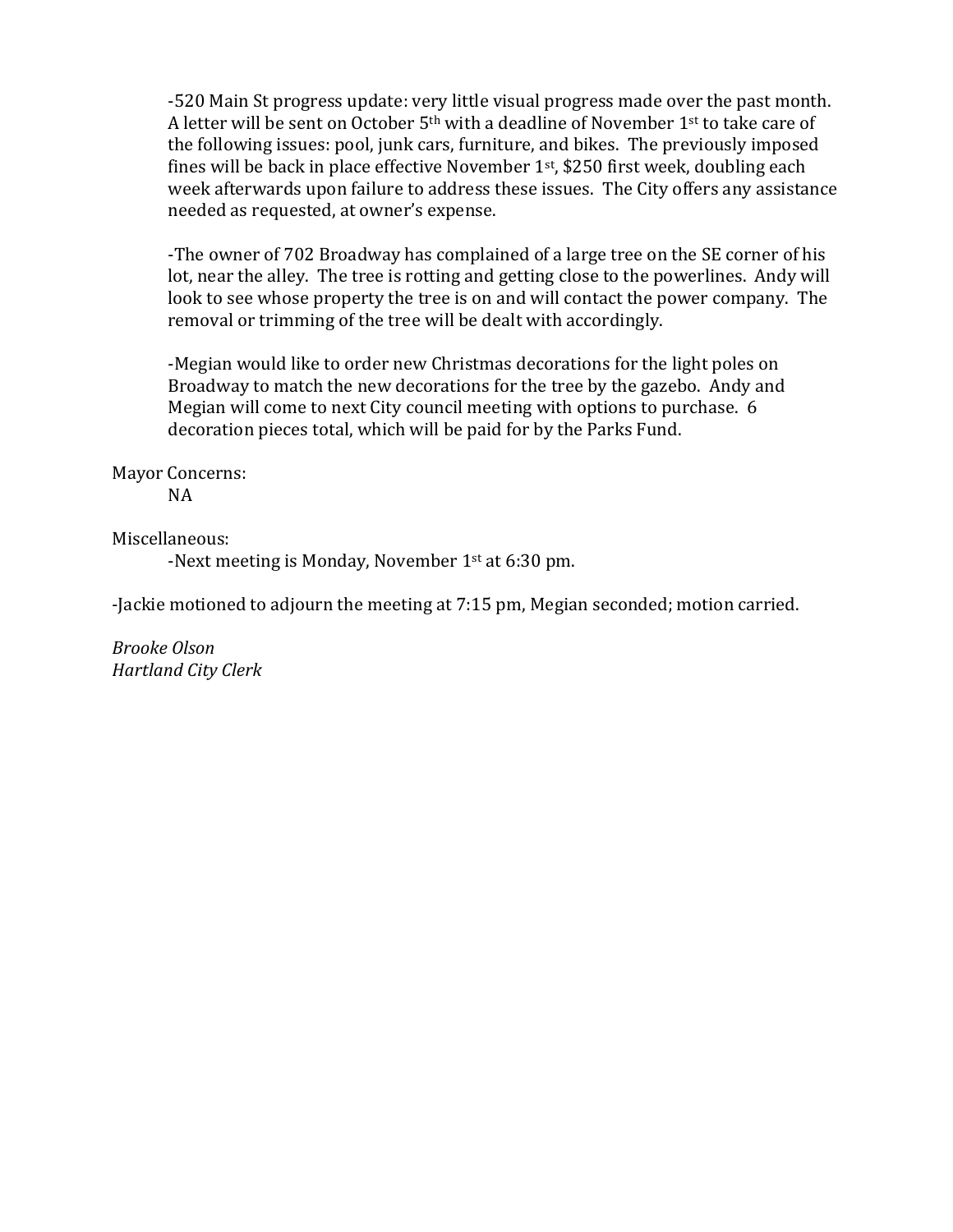-520 Main St progress update: very little visual progress made over the past month. A letter will be sent on October 5th with a deadline of November 1st to take care of the following issues: pool, junk cars, furniture, and bikes. The previously imposed fines will be back in place effective November 1st, $250 first week, doubling each week afterwards upon failure to address these issues. The City offers any assistance needed as requested, at owner's expense.

-The owner of 702 Broadway has complained of a large tree on the SE corner of his lot, near the alley. The tree is rotting and getting close to the powerlines. Andy will look to see whose property the tree is on and will contact the power company. The removal or trimming of the tree will be dealt with accordingly.

-Megian would like to order new Christmas decorations for the light poles on Broadway to match the new decorations for the tree by the gazebo. Andy and Megian will come to next City council meeting with options to purchase. 6 decoration pieces total, which will be paid for by the Parks Fund.

Mayor Concerns:

NA

Miscellaneous:

-Next meeting is Monday, November 1st at 6:30 pm.

-Jackie motioned to adjourn the meeting at 7:15 pm, Megian seconded; motion carried.

*Brooke Olson*
*Hartland City Clerk*